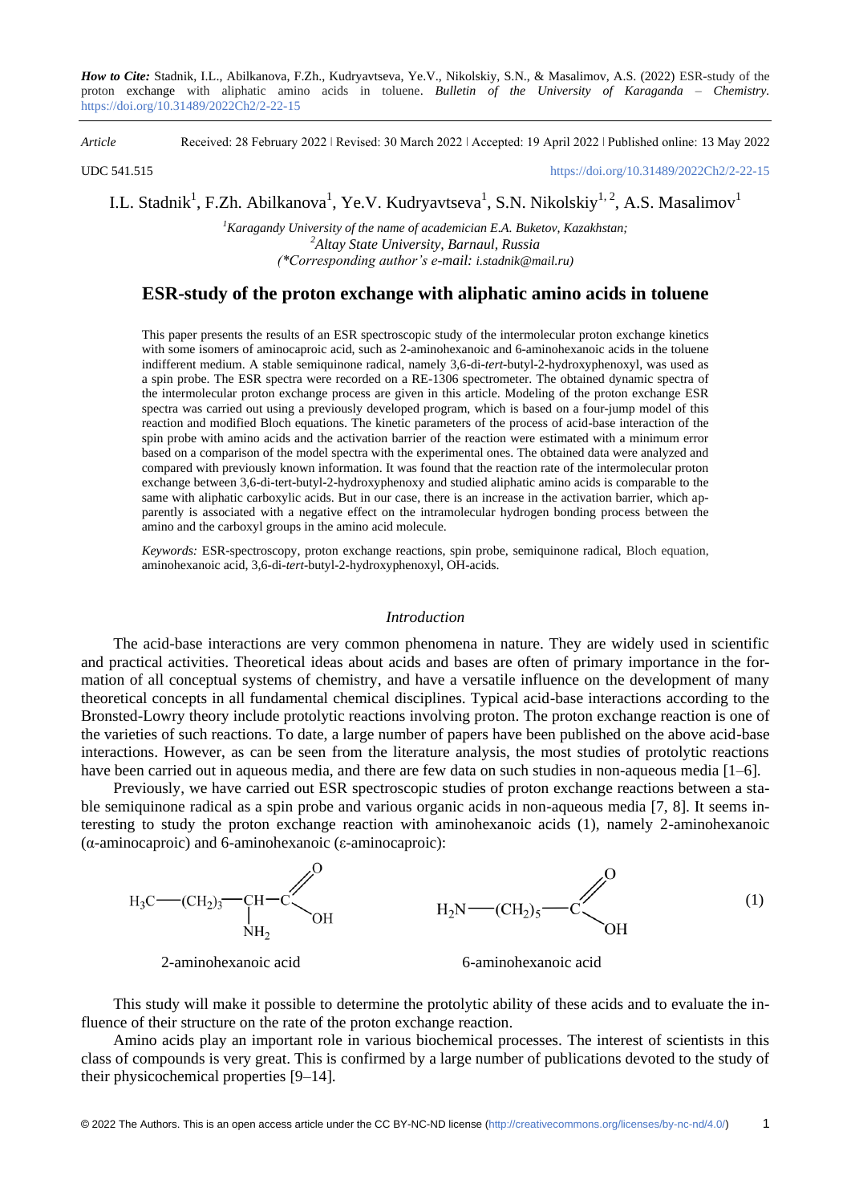***How to Cite:*** Stadnik, I.L., Abilkanova, F.Zh., Kudryavtseva, Ye.V., Nikolskiy, S.N., & Masalimov, A.S. (2022) ESR-study of the proton exchange with aliphatic amino acids in toluene. *Bulletin of the University of Karaganda – Chemistry.* https://doi.org/10.31489/2022Ch2/2-22-15

*Article* Received: 28 February 2022 | Revised: 30 March 2022 | Accepted: 19 April 2022 | Published online: 13 May 2022

UDC 541.515 https://doi.org/10.31489/2022Ch2/2-22-15

I.L. Stadnik[1], F.Zh. Abilkanova[1], Ye.V. Kudryavtseva[1], S.N. Nikolskiy[1, 2], A.S. Masalimov[1]

[1]*Karagandy University of the name of academician E.A. Buketov, Kazakhstan;*
[2]*Altay State University, Barnaul, Russia*
*(\*Corresponding author's e-mail: i.stadnik@mail.ru)*

# ESR-study of the proton exchange with aliphatic amino acids in toluene

This paper presents the results of an ESR spectroscopic study of the intermolecular proton exchange kinetics with some isomers of aminocaproic acid, such as 2-aminohexanoic and 6-aminohexanoic acids in the toluene indifferent medium. A stable semiquinone radical, namely 3,6-di-*tert*-butyl-2-hydroxyphenoxyl, was used as a spin probe. The ESR spectra were recorded on a RE-1306 spectrometer. The obtained dynamic spectra of the intermolecular proton exchange process are given in this article. Modeling of the proton exchange ESR spectra was carried out using a previously developed program, which is based on a four-jump model of this reaction and modified Bloch equations. The kinetic parameters of the process of acid-base interaction of the spin probe with amino acids and the activation barrier of the reaction were estimated with a minimum error based on a comparison of the model spectra with the experimental ones. The obtained data were analyzed and compared with previously known information. It was found that the reaction rate of the intermolecular proton exchange between 3,6-di-tert-butyl-2-hydroxyphenoxy and studied aliphatic amino acids is comparable to the same with aliphatic carboxylic acids. But in our case, there is an increase in the activation barrier, which apparently is associated with a negative effect on the intramolecular hydrogen bonding process between the amino and the carboxyl groups in the amino acid molecule.

*Keywords:* ESR-spectroscopy, proton exchange reactions, spin probe, semiquinone radical, Bloch equation, aminohexanoic acid, 3,6-di-*tert*-butyl-2-hydroxyphenoxyl, OH-acids.

## *Introduction*

The acid-base interactions are very common phenomena in nature. They are widely used in scientific and practical activities. Theoretical ideas about acids and bases are often of primary importance in the formation of all conceptual systems of chemistry, and have a versatile influence on the development of many theoretical concepts in all fundamental chemical disciplines. Typical acid-base interactions according to the Bronsted-Lowry theory include protolytic reactions involving proton. The proton exchange reaction is one of the varieties of such reactions. To date, a large number of papers have been published on the above acid-base interactions. However, as can be seen from the literature analysis, the most studies of protolytic reactions have been carried out in aqueous media, and there are few data on such studies in non-aqueous media [1–6].

Previously, we have carried out ESR spectroscopic studies of proton exchange reactions between a stable semiquinone radical as a spin probe and various organic acids in non-aqueous media [7, 8]. It seems interesting to study the proton exchange reaction with aminohexanoic acids (1), namely 2-aminohexanoic (α-aminocaproic) and 6-aminohexanoic (ε-aminocaproic):

$$H_3C{-}(CH_2)_3{-}CH(NH_2){-}C(=O)OH \qquad H_2N{-}(CH_2)_5{-}C(=O)OH \tag{1}$$

2-aminohexanoic acid  6-aminohexanoic acid

This study will make it possible to determine the protolytic ability of these acids and to evaluate the influence of their structure on the rate of the proton exchange reaction.

Amino acids play an important role in various biochemical processes. The interest of scientists in this class of compounds is very great. This is confirmed by a large number of publications devoted to the study of their physicochemical properties [9–14].

© 2022 The Authors. This is an open access article under the CC BY-NC-ND license (http://creativecommons.org/licenses/by-nc-nd/4.0/)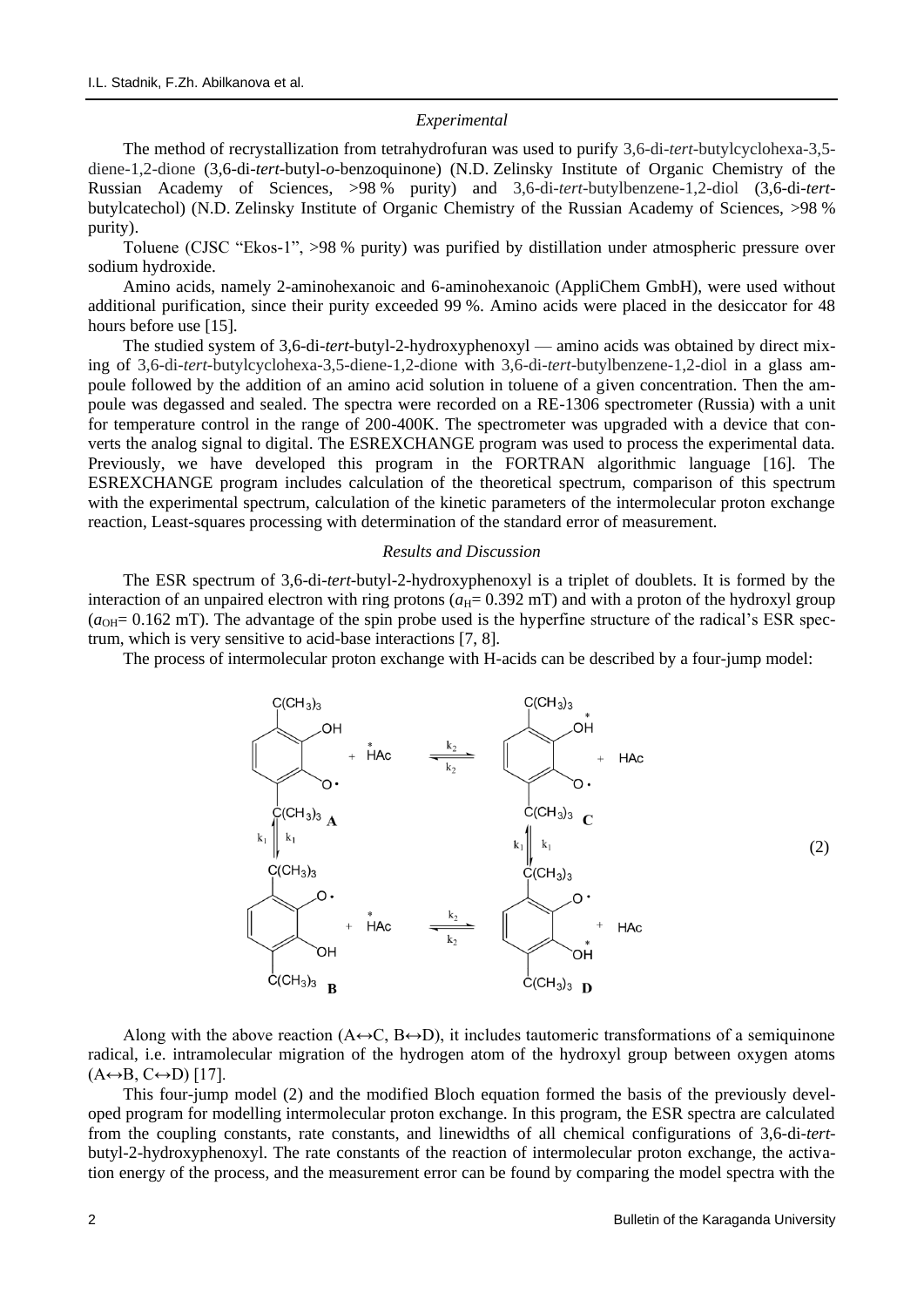### *Experimental*

The method of recrystallization from tetrahydrofuran was used to purify 3,6-di-*tert*-butylcyclohexa-3,5-diene-1,2-dione (3,6-di-*tert*-butyl-*o*-benzoquinone) (N.D. Zelinsky Institute of Organic Chemistry of the Russian Academy of Sciences, >98 % purity) and 3,6-di-*tert*-butylbenzene-1,2-diol (3,6-di-*tert*-butylcatechol) (N.D. Zelinsky Institute of Organic Chemistry of the Russian Academy of Sciences, >98 % purity).

Toluene (CJSC "Ekos-1", >98 % purity) was purified by distillation under atmospheric pressure over sodium hydroxide.

Amino acids, namely 2-aminohexanoic and 6-aminohexanoic (AppliChem GmbH), were used without additional purification, since their purity exceeded 99 %. Amino acids were placed in the desiccator for 48 hours before use [15].

The studied system of 3,6-di-*tert*-butyl-2-hydroxyphenoxyl — amino acids was obtained by direct mixing of 3,6-di-*tert*-butylcyclohexa-3,5-diene-1,2-dione with 3,6-di-*tert*-butylbenzene-1,2-diol in a glass ampoule followed by the addition of an amino acid solution in toluene of a given concentration. Then the ampoule was degassed and sealed. The spectra were recorded on a RE-1306 spectrometer (Russia) with a unit for temperature control in the range of 200-400K. The spectrometer was upgraded with a device that converts the analog signal to digital. The ESREXCHANGE program was used to process the experimental data. Previously, we have developed this program in the FORTRAN algorithmic language [16]. The ESREXCHANGE program includes calculation of the theoretical spectrum, comparison of this spectrum with the experimental spectrum, calculation of the kinetic parameters of the intermolecular proton exchange reaction, Least-squares processing with determination of the standard error of measurement.

### *Results and Discussion*

The ESR spectrum of 3,6-di-*tert*-butyl-2-hydroxyphenoxyl is a triplet of doublets. It is formed by the interaction of an unpaired electron with ring protons ($a_H$= 0.392 mT) and with a proton of the hydroxyl group ($a_{OH}$= 0.162 mT). The advantage of the spin probe used is the hyperfine structure of the radical's ESR spectrum, which is very sensitive to acid-base interactions [7, 8].

The process of intermolecular proton exchange with H-acids can be described by a four-jump model:

$$\mathbf{A} + \overset{*}{H}Ac \underset{k_2}{\overset{k_2}{\rightleftharpoons}} \mathbf{C} + HAc;\quad \mathbf{A} \underset{k_1}{\overset{k_1}{\rightleftharpoons}} \mathbf{B};\quad \mathbf{C} \underset{k_1}{\overset{k_1}{\rightleftharpoons}} \mathbf{D};\quad \mathbf{B} + \overset{*}{H}Ac \underset{k_2}{\overset{k_2}{\rightleftharpoons}} \mathbf{D} + HAc \tag{2}$$

Along with the above reaction (A↔C, B↔D), it includes tautomeric transformations of a semiquinone radical, i.e. intramolecular migration of the hydrogen atom of the hydroxyl group between oxygen atoms (A↔B, C↔D) [17].

This four-jump model (2) and the modified Bloch equation formed the basis of the previously developed program for modelling intermolecular proton exchange. In this program, the ESR spectra are calculated from the coupling constants, rate constants, and linewidths of all chemical configurations of 3,6-di-*tert*-butyl-2-hydroxyphenoxyl. The rate constants of the reaction of intermolecular proton exchange, the activation energy of the process, and the measurement error can be found by comparing the model spectra with the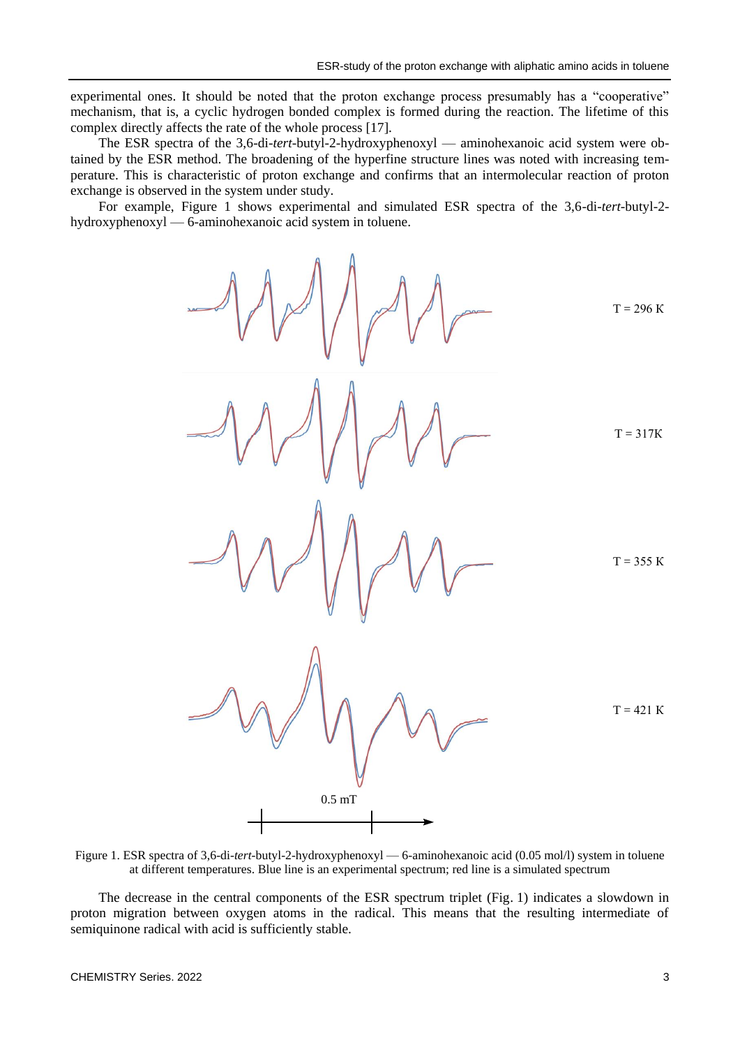experimental ones. It should be noted that the proton exchange process presumably has a "cooperative" mechanism, that is, a cyclic hydrogen bonded complex is formed during the reaction. The lifetime of this complex directly affects the rate of the whole process [17].

The ESR spectra of the 3,6-di-*tert*-butyl-2-hydroxyphenoxyl — aminohexanoic acid system were obtained by the ESR method. The broadening of the hyperfine structure lines was noted with increasing temperature. This is characteristic of proton exchange and confirms that an intermolecular reaction of proton exchange is observed in the system under study.

For example, Figure 1 shows experimental and simulated ESR spectra of the 3,6-di-*tert*-butyl-2-hydroxyphenoxyl — 6-aminohexanoic acid system in toluene.

Figure 1. ESR spectra of 3,6-di-*tert*-butyl-2-hydroxyphenoxyl — 6-aminohexanoic acid (0.05 mol/l) system in toluene at different temperatures. Blue line is an experimental spectrum; red line is a simulated spectrum

The decrease in the central components of the ESR spectrum triplet (Fig. 1) indicates a slowdown in proton migration between oxygen atoms in the radical. This means that the resulting intermediate of semiquinone radical with acid is sufficiently stable.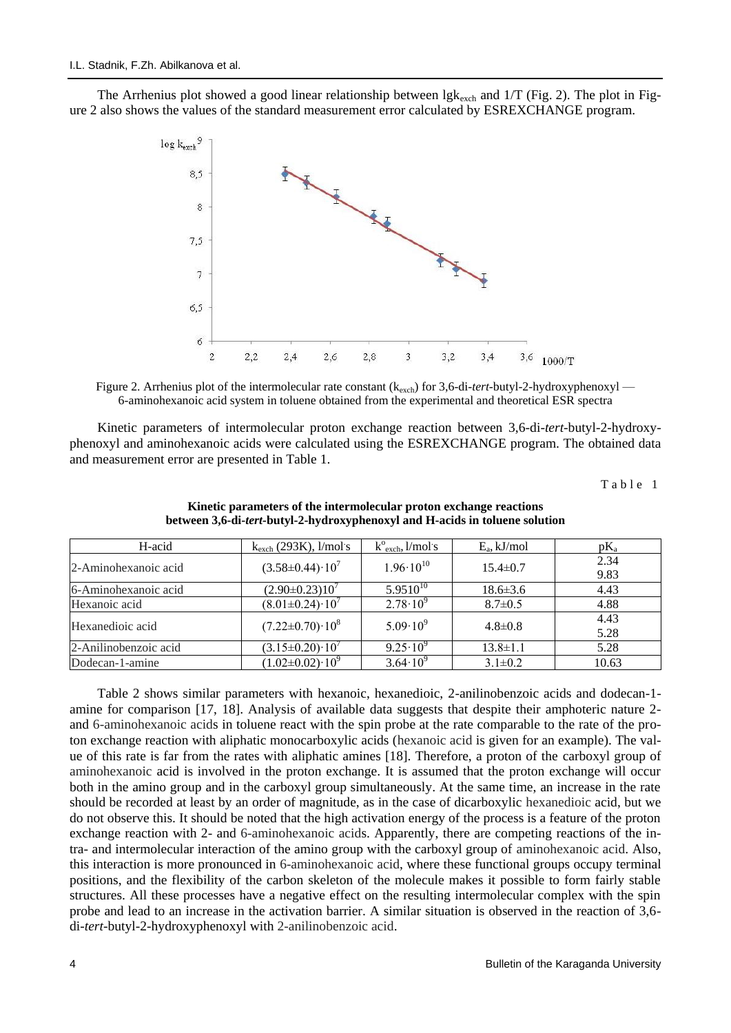The Arrhenius plot showed a good linear relationship between $\lg k_{exch}$ and 1/T (Fig. 2). The plot in Figure 2 also shows the values of the standard measurement error calculated by ESREXCHANGE program.

Figure 2. Arrhenius plot of the intermolecular rate constant ($k_{exch}$) for 3,6-di-*tert*-butyl-2-hydroxyphenoxyl — 6-aminohexanoic acid system in toluene obtained from the experimental and theoretical ESR spectra

Kinetic parameters of intermolecular proton exchange reaction between 3,6-di-*tert*-butyl-2-hydroxyphenoxyl and aminohexanoic acids were calculated using the ESREXCHANGE program. The obtained data and measurement error are presented in Table 1.

Table 1

**Kinetic parameters of the intermolecular proton exchange reactions between 3,6-di-*tert*-butyl-2-hydroxyphenoxyl and H-acids in toluene solution**

| H-acid | $k_{exch}$ (293K), l/mol·s | $k^{o}_{exch}$, l/mol·s | $E_a$, kJ/mol | $pK_a$ |
|---|---|---|---|---|
| 2-Aminohexanoic acid | $(3.58\pm0.44)\cdot10^{7}$ | $1.96\cdot10^{10}$ | $15.4\pm0.7$ | 2.34<br>9.83 |
| 6-Aminohexanoic acid | $(2.90\pm0.23)10^{7}$ | $5.9510^{10}$ | $18.6\pm3.6$ | 4.43 |
| Hexanoic acid | $(8.01\pm0.24)\cdot10^{7}$ | $2.78\cdot10^{9}$ | $8.7\pm0.5$ | 4.88 |
| Hexanedioic acid | $(7.22\pm0.70)\cdot10^{8}$ | $5.09\cdot10^{9}$ | $4.8\pm0.8$ | 4.43<br>5.28 |
| 2-Anilinobenzoic acid | $(3.15\pm0.20)\cdot10^{7}$ | $9.25\cdot10^{9}$ | $13.8\pm1.1$ | 5.28 |
| Dodecan-1-amine | $(1.02\pm0.02)\cdot10^{9}$ | $3.64\cdot10^{9}$ | $3.1\pm0.2$ | 10.63 |

Table 2 shows similar parameters with hexanoic, hexanedioic, 2-anilinobenzoic acids and dodecan-1-amine for comparison [17, 18]. Analysis of available data suggests that despite their amphoteric nature 2- and 6-aminohexanoic acids in toluene react with the spin probe at the rate comparable to the rate of the proton exchange reaction with aliphatic monocarboxylic acids (hexanoic acid is given for an example). The value of this rate is far from the rates with aliphatic amines [18]. Therefore, a proton of the carboxyl group of aminohexanoic acid is involved in the proton exchange. It is assumed that the proton exchange will occur both in the amino group and in the carboxyl group simultaneously. At the same time, an increase in the rate should be recorded at least by an order of magnitude, as in the case of dicarboxylic hexanedioic acid, but we do not observe this. It should be noted that the high activation energy of the process is a feature of the proton exchange reaction with 2- and 6-aminohexanoic acids. Apparently, there are competing reactions of the intra- and intermolecular interaction of the amino group with the carboxyl group of aminohexanoic acid. Also, this interaction is more pronounced in 6-aminohexanoic acid, where these functional groups occupy terminal positions, and the flexibility of the carbon skeleton of the molecule makes it possible to form fairly stable structures. All these processes have a negative effect on the resulting intermolecular complex with the spin probe and lead to an increase in the activation barrier. A similar situation is observed in the reaction of 3,6-di-*tert*-butyl-2-hydroxyphenoxyl with 2-anilinobenzoic acid.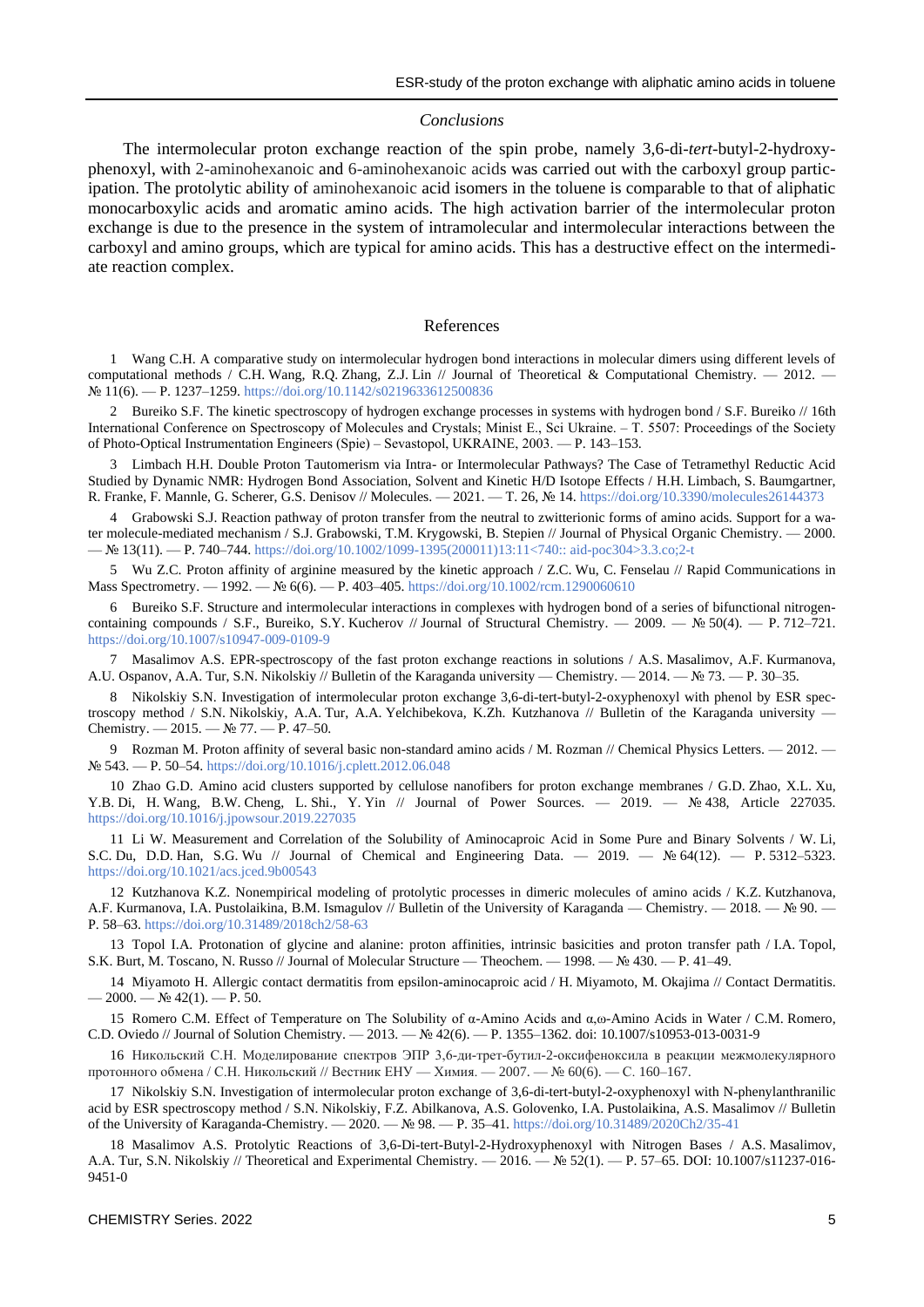## *Conclusions*

The intermolecular proton exchange reaction of the spin probe, namely 3,6-di-*tert*-butyl-2-hydroxyphenoxyl, with 2-aminohexanoic and 6-aminohexanoic acids was carried out with the carboxyl group participation. The protolytic ability of aminohexanoic acid isomers in the toluene is comparable to that of aliphatic monocarboxylic acids and aromatic amino acids. The high activation barrier of the intermolecular proton exchange is due to the presence in the system of intramolecular and intermolecular interactions between the carboxyl and amino groups, which are typical for amino acids. This has a destructive effect on the intermediate reaction complex.

## References

1 Wang C.H. A comparative study on intermolecular hydrogen bond interactions in molecular dimers using different levels of computational methods / C.H. Wang, R.Q. Zhang, Z.J. Lin // Journal of Theoretical & Computational Chemistry. — 2012. — № 11(6). — P. 1237–1259. https://doi.org/10.1142/s0219633612500836

2 Bureiko S.F. The kinetic spectroscopy of hydrogen exchange processes in systems with hydrogen bond / S.F. Bureiko // 16th International Conference on Spectroscopy of Molecules and Crystals; Minist E., Sci Ukraine. – T. 5507: Proceedings of the Society of Photo-Optical Instrumentation Engineers (Spie) – Sevastopol, UKRAINE, 2003. — P. 143–153.

3 Limbach H.H. Double Proton Tautomerism via Intra- or Intermolecular Pathways? The Case of Tetramethyl Reductic Acid Studied by Dynamic NMR: Hydrogen Bond Association, Solvent and Kinetic H/D Isotope Effects / H.H. Limbach, S. Baumgartner, R. Franke, F. Mannle, G. Scherer, G.S. Denisov // Molecules. — 2021. — T. 26, № 14. https://doi.org/10.3390/molecules26144373

4 Grabowski S.J. Reaction pathway of proton transfer from the neutral to zwitterionic forms of amino acids. Support for a water molecule-mediated mechanism / S.J. Grabowski, T.M. Krygowski, B. Stepien // Journal of Physical Organic Chemistry. — 2000. — № 13(11). — P. 740–744. https://doi.org/10.1002/1099-1395(200011)13:11<740:: aid-poc304>3.3.co;2-t

5 Wu Z.C. Proton affinity of arginine measured by the kinetic approach / Z.C. Wu, C. Fenselau // Rapid Communications in Mass Spectrometry. — 1992. — № 6(6). — P. 403–405. https://doi.org/10.1002/rcm.1290060610

6 Bureiko S.F. Structure and intermolecular interactions in complexes with hydrogen bond of a series of bifunctional nitrogen-containing compounds / S.F., Bureiko, S.Y. Kucherov // Journal of Structural Chemistry. — 2009. — № 50(4). — P. 712–721. https://doi.org/10.1007/s10947-009-0109-9

7 Masalimov A.S. EPR-spectroscopy of the fast proton exchange reactions in solutions / A.S. Masalimov, A.F. Kurmanova, A.U. Ospanov, A.A. Tur, S.N. Nikolskiy // Bulletin of the Karaganda university — Chemistry. — 2014. — № 73. — P. 30–35.

8 Nikolskiy S.N. Investigation of intermolecular proton exchange 3,6-di-tert-butyl-2-oxyphenoxyl with phenol by ESR spectroscopy method / S.N. Nikolskiy, A.A. Tur, A.A. Yelchibekova, K.Zh. Kutzhanova // Bulletin of the Karaganda university — Chemistry. — 2015. — № 77. — P. 47–50.

9 Rozman M. Proton affinity of several basic non-standard amino acids / M. Rozman // Chemical Physics Letters. — 2012. — № 543. — P. 50–54. https://doi.org/10.1016/j.cplett.2012.06.048

10 Zhao G.D. Amino acid clusters supported by cellulose nanofibers for proton exchange membranes / G.D. Zhao, X.L. Xu, Y.B. Di, H. Wang, B.W. Cheng, L. Shi., Y. Yin // Journal of Power Sources. — 2019. — № 438, Article 227035. https://doi.org/10.1016/j.jpowsour.2019.227035

11 Li W. Measurement and Correlation of the Solubility of Aminocaproic Acid in Some Pure and Binary Solvents / W. Li, S.C. Du, D.D. Han, S.G. Wu // Journal of Chemical and Engineering Data. — 2019. — № 64(12). — P. 5312–5323. https://doi.org/10.1021/acs.jced.9b00543

12 Kutzhanova K.Z. Nonempirical modeling of protolytic processes in dimeric molecules of amino acids / K.Z. Kutzhanova, A.F. Kurmanova, I.A. Pustolaikina, B.M. Ismagulov // Bulletin of the University of Karaganda — Chemistry. — 2018. — № 90. — P. 58–63. https://doi.org/10.31489/2018ch2/58-63

13 Topol I.A. Protonation of glycine and alanine: proton affinities, intrinsic basicities and proton transfer path / I.A. Topol, S.K. Burt, M. Toscano, N. Russo // Journal of Molecular Structure — Theochem. — 1998. — № 430. — P. 41–49.

14 Miyamoto H. Allergic contact dermatitis from epsilon-aminocaproic acid / H. Miyamoto, M. Okajima // Contact Dermatitis. — 2000. — № 42(1). — P. 50.

15 Romero C.M. Effect of Temperature on The Solubility of α-Amino Acids and α,ω-Amino Acids in Water / C.M. Romero, C.D. Oviedo // Journal of Solution Chemistry. — 2013. — № 42(6). — P. 1355–1362. doi: 10.1007/s10953-013-0031-9

16 Никольский С.Н. Моделирование спектров ЭПР 3,6-ди-трет-бутил-2-оксифеноксила в реакции межмолекулярного протонного обмена / С.Н. Никольский // Вестник ЕНУ — Химия. — 2007. — № 60(6). — С. 160–167.

17 Nikolskiy S.N. Investigation of intermolecular proton exchange of 3,6-di-tert-butyl-2-oxyphenoxyl with N-phenylanthranilic acid by ESR spectroscopy method / S.N. Nikolskiy, F.Z. Abilkanova, A.S. Golovenko, I.A. Pustolaikina, A.S. Masalimov // Bulletin of the University of Karaganda-Chemistry. — 2020. — № 98. — P. 35–41. https://doi.org/10.31489/2020Ch2/35-41

18 Masalimov A.S. Protolytic Reactions of 3,6-Di-tert-Butyl-2-Hydroxyphenoxyl with Nitrogen Bases / A.S. Masalimov, A.A. Tur, S.N. Nikolskiy // Theoretical and Experimental Chemistry. — 2016. — № 52(1). — P. 57–65. DOI: 10.1007/s11237-016-9451-0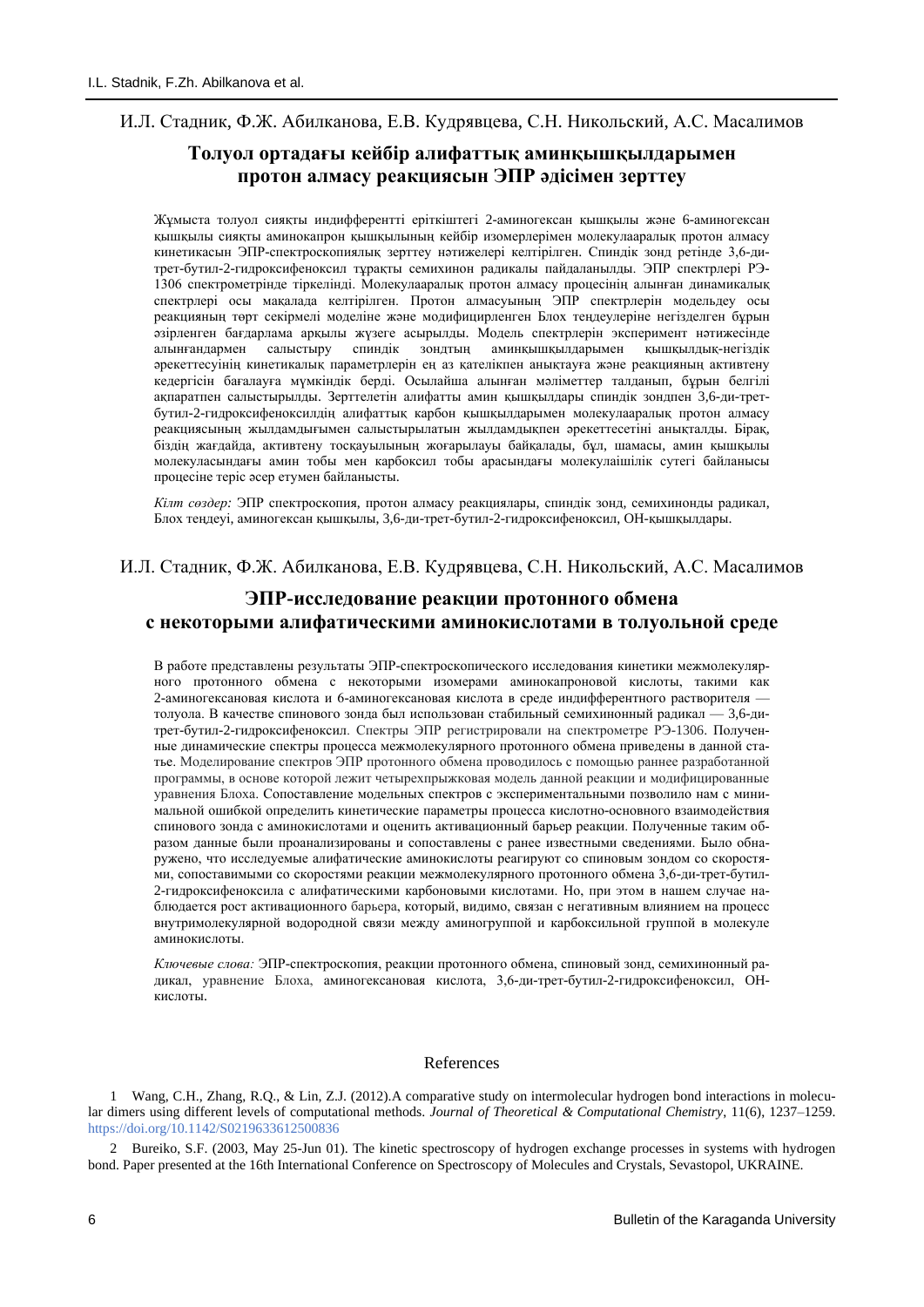И.Л. Стадник, Ф.Ж. Абилканова, Е.В. Кудрявцева, С.Н. Никольский, А.С. Масалимов

## Толуол ортадағы кейбір алифаттық аминқышқылдарымен протон алмасу реакциясын ЭПР әдісімен зерттеу

Жұмыста толуол сияқты индифферентті еріткіштегі 2-аминогексан қышқылы және 6-аминогексан қышқылы сияқты аминокапрон қышқылының кейбір изомерлерімен молекулааралық протон алмасу кинетикасын ЭПР-спектроскопиялық зерттеу нәтижелері келтірілген. Спиндік зонд ретінде 3,6-ди-трет-бутил-2-гидроксифеноксил тұрақты семихинон радикалы пайдаланылды. ЭПР спектрлері РЭ-1306 спектрометрінде тіркелінді. Молекулааралық протон алмасу процесінің алынған динамикалық спектрлері осы мақалада келтірілген. Протон алмасуының ЭПР спектрлерін модельдеу осы реакцияның төрт секірмелі моделіне және модифицирленген Блох теңдеулеріне негізделген бұрын әзірленген бағдарлама арқылы жүзеге асырылды. Модель спектрлерін эксперимент нәтижесінде алынғандармен салыстыру спиндік зондтың аминқышқылдарымен қышқылдық-негіздік әрекеттесуінің кинетикалық параметрлерін ең аз қателікпен анықтауға және реакцияның активтену кедергісін бағалауға мүмкіндік берді. Осылайша алынған мәліметтер талданып, бұрын белгілі ақпаратпен салыстырылды. Зерттелетін алифатты амин қышқылдары спиндік зондпен 3,6-ди-трет-бутил-2-гидроксифеноксилдің алифаттық карбон қышқылдарымен молекулааралық протон алмасу реакциясының жылдамдығымен салыстырылатын жылдамдықпен әрекеттесетіні анықталды. Бірақ, біздің жағдайда, активтену тосқауылының жоғарылауы байқалады, бұл, шамасы, амин қышқылы молекуласындағы амин тобы мен карбоксил тобы арасындағы молекулаішілік сутегі байланысы процесіне теріс әсер етумен байланысты.

*Кілт сөздер:* ЭПР спектроскопия, протон алмасу реакциялары, спиндік зонд, семихинонды радикал, Блох теңдеуі, аминогексан қышқылы, 3,6-ди-трет-бутил-2-гидроксифеноксил, ОН-қышқылдары.

И.Л. Стадник, Ф.Ж. Абилканова, Е.В. Кудрявцева, С.Н. Никольский, А.С. Масалимов

## ЭПР-исследование реакции протонного обмена с некоторыми алифатическими аминокислотами в толуольной среде

В работе представлены результаты ЭПР-спектроскопического исследования кинетики межмолекулярного протонного обмена с некоторыми изомерами аминокапроновой кислоты, такими как 2-аминогексановая кислота и 6-аминогексановая кислота в среде индифферентного растворителя — толуола. В качестве спинового зонда был использован стабильный семихинонный радикал — 3,6-ди-трет-бутил-2-гидроксифеноксил. Спектры ЭПР регистрировали на спектрометре РЭ-1306. Полученные динамические спектры процесса межмолекулярного протонного обмена приведены в данной статье. Моделирование спектров ЭПР протонного обмена проводилось с помощью раннее разработанной программы, в основе которой лежит четырехпрыжковая модель данной реакции и модифицированные уравнения Блоха. Сопоставление модельных спектров с экспериментальными позволило нам с минимальной ошибкой определить кинетические параметры процесса кислотно-основного взаимодействия спинового зонда с аминокислотами и оценить активационный барьер реакции. Полученные таким образом данные были проанализированы и сопоставлены с ранее известными сведениями. Было обнаружено, что исследуемые алифатические аминокислоты реагируют со спиновым зондом со скоростями, сопоставимыми со скоростями реакции межмолекулярного протонного обмена 3,6-ди-трет-бутил-2-гидроксифеноксила с алифатическими карбоновыми кислотами. Но, при этом в нашем случае наблюдается рост активационного барьера, который, видимо, связан с негативным влиянием на процесс внутримолекулярной водородной связи между аминогруппой и карбоксильной группой в молекуле аминокислоты.

*Ключевые слова:* ЭПР-спектроскопия, реакции протонного обмена, спиновый зонд, семихинонный радикал, уравнение Блоха, аминогексановая кислота, 3,6-ди-трет-бутил-2-гидроксифеноксил, ОН-кислоты.

## References

1 Wang, C.H., Zhang, R.Q., & Lin, Z.J. (2012).A comparative study on intermolecular hydrogen bond interactions in molecular dimers using different levels of computational methods. *Journal of Theoretical & Computational Chemistry*, 11(6), 1237–1259. https://doi.org/10.1142/S0219633612500836

2 Bureiko, S.F. (2003, May 25-Jun 01). The kinetic spectroscopy of hydrogen exchange processes in systems with hydrogen bond. Paper presented at the 16th International Conference on Spectroscopy of Molecules and Crystals, Sevastopol, UKRAINE.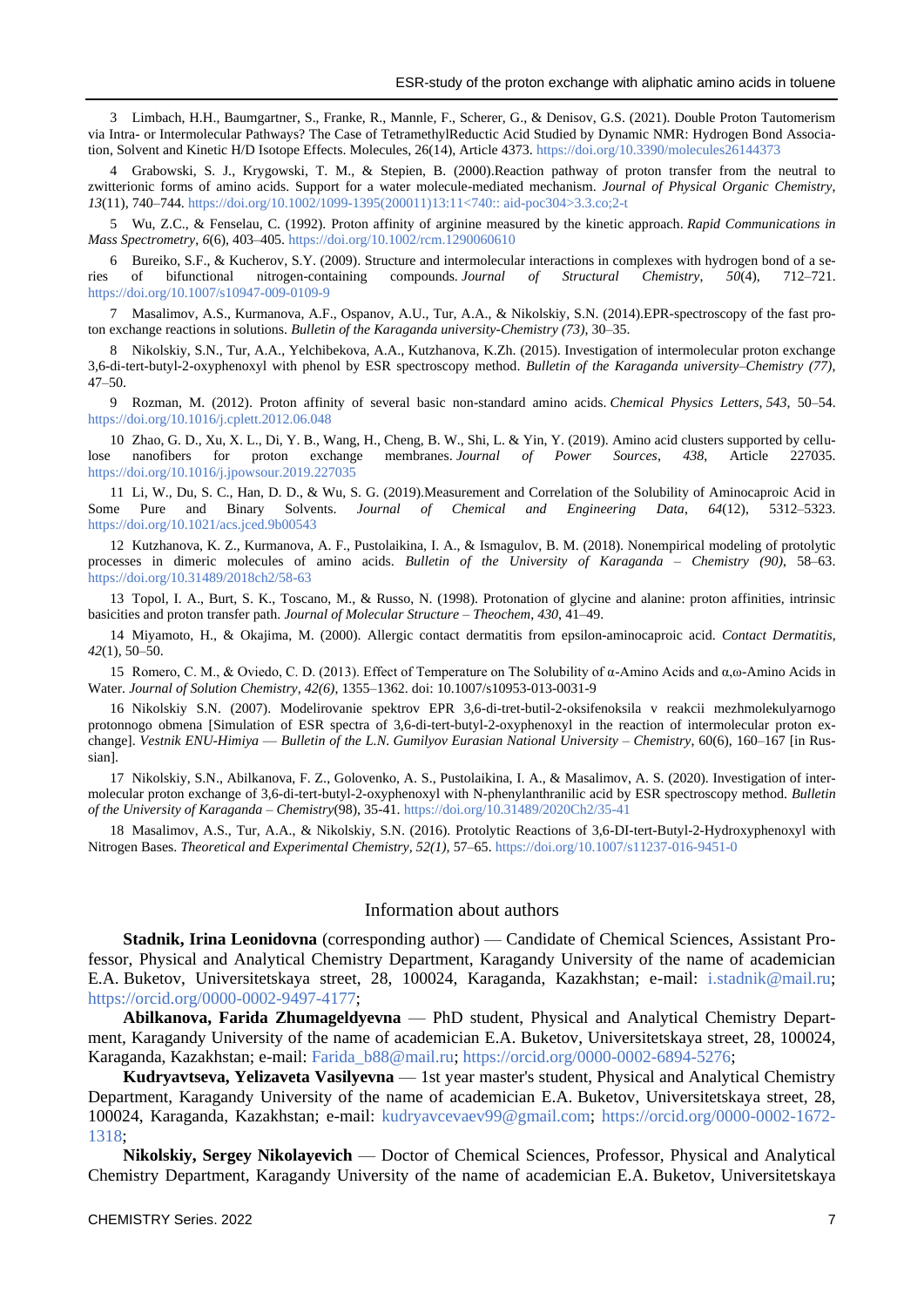3 Limbach, H.H., Baumgartner, S., Franke, R., Mannle, F., Scherer, G., & Denisov, G.S. (2021). Double Proton Tautomerism via Intra- or Intermolecular Pathways? The Case of TetramethylReductic Acid Studied by Dynamic NMR: Hydrogen Bond Association, Solvent and Kinetic H/D Isotope Effects. Molecules, 26(14), Article 4373. https://doi.org/10.3390/molecules26144373

4 Grabowski, S. J., Krygowski, T. M., & Stepien, B. (2000).Reaction pathway of proton transfer from the neutral to zwitterionic forms of amino acids. Support for a water molecule-mediated mechanism. *Journal of Physical Organic Chemistry*, *13*(11), 740–744. https://doi.org/10.1002/1099-1395(200011)13:11<740:: aid-poc304>3.3.co;2-t

5 Wu, Z.C., & Fenselau, C. (1992). Proton affinity of arginine measured by the kinetic approach. *Rapid Communications in Mass Spectrometry*, *6*(6), 403–405. https://doi.org/10.1002/rcm.1290060610

6 Bureiko, S.F., & Kucherov, S.Y. (2009). Structure and intermolecular interactions in complexes with hydrogen bond of a series of bifunctional nitrogen-containing compounds. *Journal of Structural Chemistry*, *50*(4), 712–721. https://doi.org/10.1007/s10947-009-0109-9

7 Masalimov, A.S., Kurmanova, A.F., Ospanov, A.U., Tur, A.A., & Nikolskiy, S.N. (2014).EPR-spectroscopy of the fast proton exchange reactions in solutions. *Bulletin of the Karaganda university-Chemistry (73)*, 30–35.

8 Nikolskiy, S.N., Tur, A.A., Yelchibekova, A.A., Kutzhanova, K.Zh. (2015). Investigation of intermolecular proton exchange 3,6-di-tert-butyl-2-oxyphenoxyl with phenol by ESR spectroscopy method. *Bulletin of the Karaganda university–Chemistry (77)*, 47–50.

9 Rozman, M. (2012). Proton affinity of several basic non-standard amino acids. *Chemical Physics Letters*, *543*, 50–54. https://doi.org/10.1016/j.cplett.2012.06.048

10 Zhao, G. D., Xu, X. L., Di, Y. B., Wang, H., Cheng, B. W., Shi, L. & Yin, Y. (2019). Amino acid clusters supported by cellulose nanofibers for proton exchange membranes. *Journal of Power Sources*, *438*, Article 227035. https://doi.org/10.1016/j.jpowsour.2019.227035

11 Li, W., Du, S. C., Han, D. D., & Wu, S. G. (2019).Measurement and Correlation of the Solubility of Aminocaproic Acid in Some Pure and Binary Solvents. *Journal of Chemical and Engineering Data*, *64*(12), 5312–5323. https://doi.org/10.1021/acs.jced.9b00543

12 Kutzhanova, K. Z., Kurmanova, A. F., Pustolaikina, I. A., & Ismagulov, B. M. (2018). Nonempirical modeling of protolytic processes in dimeric molecules of amino acids. *Bulletin of the University of Karaganda – Chemistry (90)*, 58–63. https://doi.org/10.31489/2018ch2/58-63

13 Topol, I. A., Burt, S. K., Toscano, M., & Russo, N. (1998). Protonation of glycine and alanine: proton affinities, intrinsic basicities and proton transfer path. *Journal of Molecular Structure – Theochem*, *430*, 41–49.

14 Miyamoto, H., & Okajima, M. (2000). Allergic contact dermatitis from epsilon-aminocaproic acid. *Contact Dermatitis*, *42*(1), 50–50.

15 Romero, C. M., & Oviedo, C. D. (2013). Effect of Temperature on The Solubility of α-Amino Acids and α,ω-Amino Acids in Water. *Journal of Solution Chemistry, 42(6)*, 1355–1362. doi: 10.1007/s10953-013-0031-9

16 Nikolskiy S.N. (2007). Modelirovanie spektrov EPR 3,6-di-tret-butil-2-oksifenoksila v reakcii mezhmolekulyarnogo protonnogo obmena [Simulation of ESR spectra of 3,6-di-tert-butyl-2-oxyphenoxyl in the reaction of intermolecular proton exchange]. *Vestnik ENU-Himiya — Bulletin of the L.N. Gumilyov Eurasian National University – Chemistry*, 60(6), 160–167 [in Russian].

17 Nikolskiy, S.N., Abilkanova, F. Z., Golovenko, A. S., Pustolaikina, I. A., & Masalimov, A. S. (2020). Investigation of intermolecular proton exchange of 3,6-di-tert-butyl-2-oxyphenoxyl with N-phenylanthranilic acid by ESR spectroscopy method. *Bulletin of the University of Karaganda – Chemistry*(98), 35-41. https://doi.org/10.31489/2020Ch2/35-41

18 Masalimov, A.S., Tur, A.A., & Nikolskiy, S.N. (2016). Protolytic Reactions of 3,6-DI-tert-Butyl-2-Hydroxyphenoxyl with Nitrogen Bases. *Theoretical and Experimental Chemistry, 52(1)*, 57–65. https://doi.org/10.1007/s11237-016-9451-0

## Information about authors

**Stadnik, Irina Leonidovna** (corresponding author) — Candidate of Chemical Sciences, Assistant Professor, Physical and Analytical Chemistry Department, Karagandy University of the name of academician E.A. Buketov, Universitetskaya street, 28, 100024, Karaganda, Kazakhstan; e-mail: i.stadnik@mail.ru; https://orcid.org/0000-0002-9497-4177;

**Abilkanova, Farida Zhumageldyevna** — PhD student, Physical and Analytical Chemistry Department, Karagandy University of the name of academician E.A. Buketov, Universitetskaya street, 28, 100024, Karaganda, Kazakhstan; e-mail: Farida_b88@mail.ru; https://orcid.org/0000-0002-6894-5276;

**Kudryavtseva, Yelizaveta Vasilyevna** — 1st year master's student, Physical and Analytical Chemistry Department, Karagandy University of the name of academician E.A. Buketov, Universitetskaya street, 28, 100024, Karaganda, Kazakhstan; e-mail: kudryavcevaev99@gmail.com; https://orcid.org/0000-0002-1672-1318;

**Nikolskiy, Sergey Nikolayevich** — Doctor of Chemical Sciences, Professor, Physical and Analytical Chemistry Department, Karagandy University of the name of academician E.A. Buketov, Universitetskaya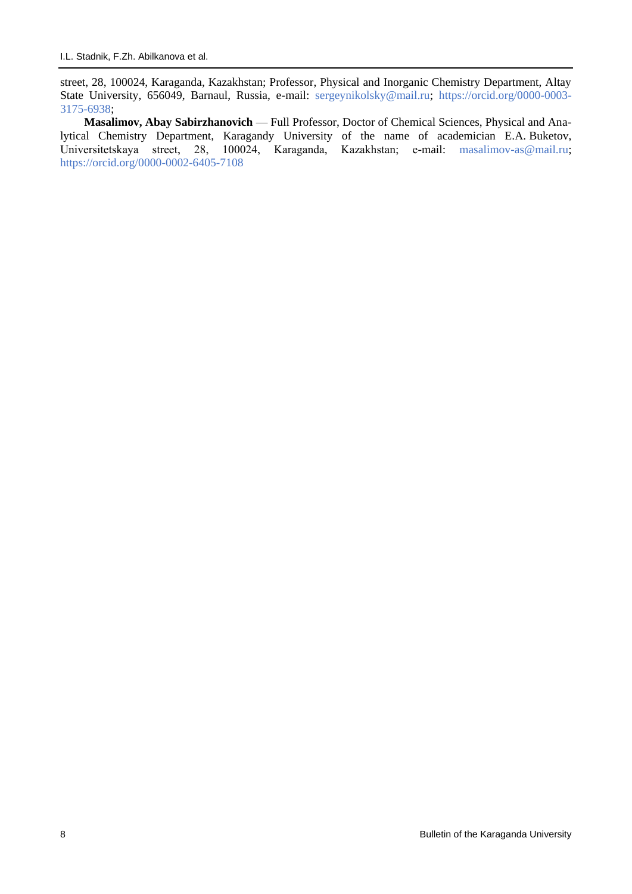street, 28, 100024, Karaganda, Kazakhstan; Professor, Physical and Inorganic Chemistry Department, Altay State University, 656049, Barnaul, Russia, e-mail: sergeynikolsky@mail.ru; https://orcid.org/0000-0003-3175-6938;

**Masalimov, Abay Sabirzhanovich** — Full Professor, Doctor of Chemical Sciences, Physical and Analytical Chemistry Department, Karagandy University of the name of academician E.A. Buketov, Universitetskaya street, 28, 100024, Karaganda, Kazakhstan; e-mail: masalimov-as@mail.ru; https://orcid.org/0000-0002-6405-7108